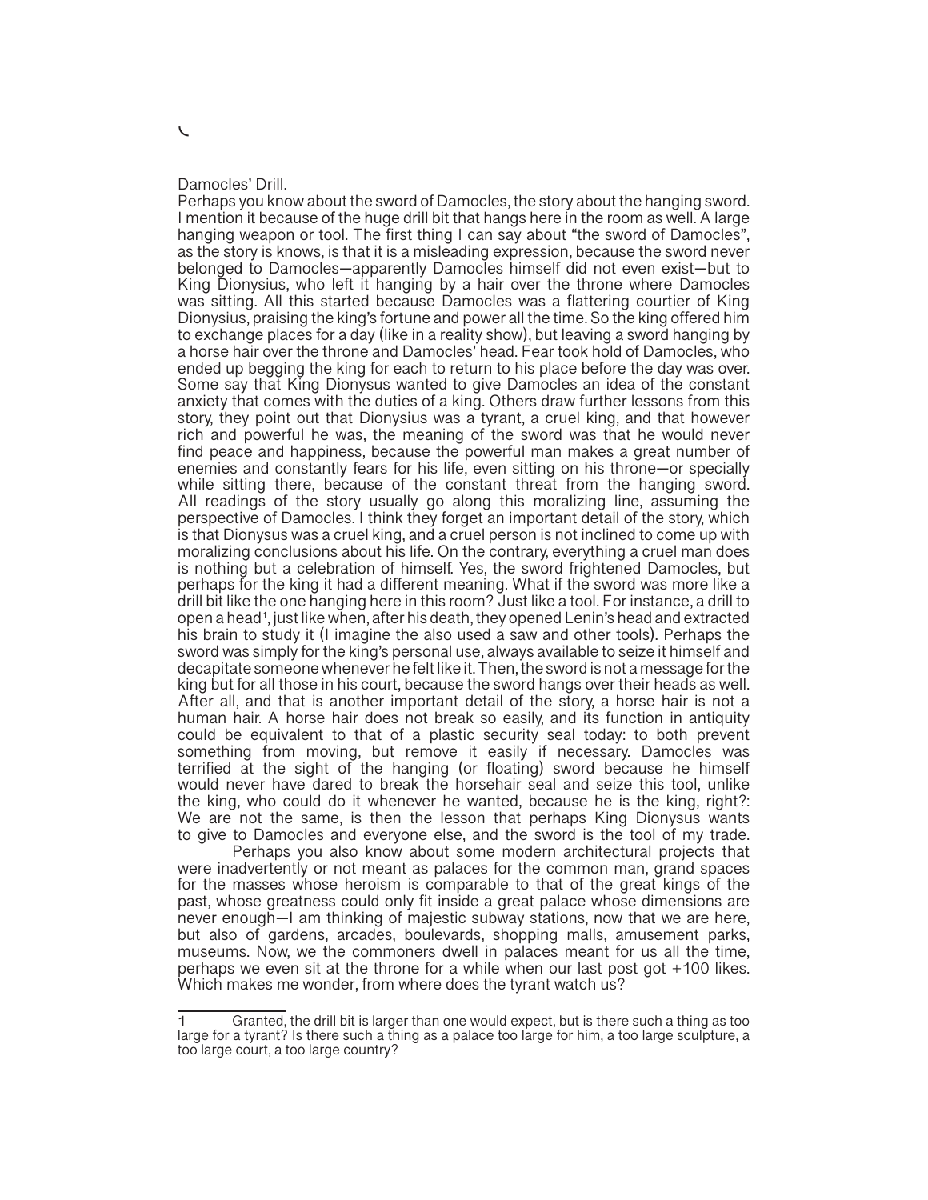Damocles' Drill.

Perhaps you know about the sword of Damocles, the story about the hanging sword. I mention it because of the huge drill bit that hangs here in the room as well. A large hanging weapon or tool. The first thing I can say about "the sword of Damocles", as the story is knows, is that it is a misleading expression, because the sword never belonged to Damocles—apparently Damocles himself did not even exist—but to King Dionysius, who left it hanging by a hair over the throne where Damocles was sitting. All this started because Damocles was a flattering courtier of King Dionysius, praising the king's fortune and power all the time. So the king offered him to exchange places for a day (like in a reality show), but leaving a sword hanging by a horse hair over the throne and Damocles' head. Fear took hold of Damocles, who ended up begging the king for each to return to his place before the day was over. Some say that King Dionysus wanted to give Damocles an idea of the constant anxiety that comes with the duties of a king. Others draw further lessons from this story, they point out that Dionysius was a tyrant, a cruel king, and that however rich and powerful he was, the meaning of the sword was that he would never find peace and happiness, because the powerful man makes a great number of enemies and constantly fears for his life, even sitting on his throne—or specially while sitting there, because of the constant threat from the hanging sword. All readings of the story usually go along this moralizing line, assuming the perspective of Damocles. I think they forget an important detail of the story, which is that Dionysus was a cruel king, and a cruel person is not inclined to come up with moralizing conclusions about his life. On the contrary, everything a cruel man does is nothing but a celebration of himself. Yes, the sword frightened Damocles, but perhaps for the king it had a different meaning. What if the sword was more like a drill bit like the one hanging here in this room? Just like a tool. For instance, a drill to open a head[1], just like when, after his death, they opened Lenin's head and extracted his brain to study it (I imagine the also used a saw and other tools). Perhaps the sword was simply for the king's personal use, always available to seize it himself and decapitate someone whenever he felt like it. Then, the sword is not a message for the king but for all those in his court, because the sword hangs over their heads as well. After all, and that is another important detail of the story, a horse hair is not a human hair. A horse hair does not break so easily, and its function in antiquity could be equivalent to that of a plastic security seal today: to both prevent something from moving, but remove it easily if necessary. Damocles was terrified at the sight of the hanging (or floating) sword because he himself would never have dared to break the horsehair seal and seize this tool, unlike the king, who could do it whenever he wanted, because he is the king, right?: We are not the same, is then the lesson that perhaps King Dionysus wants to give to Damocles and everyone else, and the sword is the tool of my trade.

Perhaps you also know about some modern architectural projects that were inadvertently or not meant as palaces for the common man, grand spaces for the masses whose heroism is comparable to that of the great kings of the past, whose greatness could only fit inside a great palace whose dimensions are never enough—I am thinking of majestic subway stations, now that we are here, but also of gardens, arcades, boulevards, shopping malls, amusement parks, museums. Now, we the commoners dwell in palaces meant for us all the time, perhaps we even sit at the throne for a while when our last post got +100 likes. Which makes me wonder, from where does the tyrant watch us?

---

1 Granted, the drill bit is larger than one would expect, but is there such a thing as too large for a tyrant? Is there such a thing as a palace too large for him, a too large sculpture, a too large court, a too large country?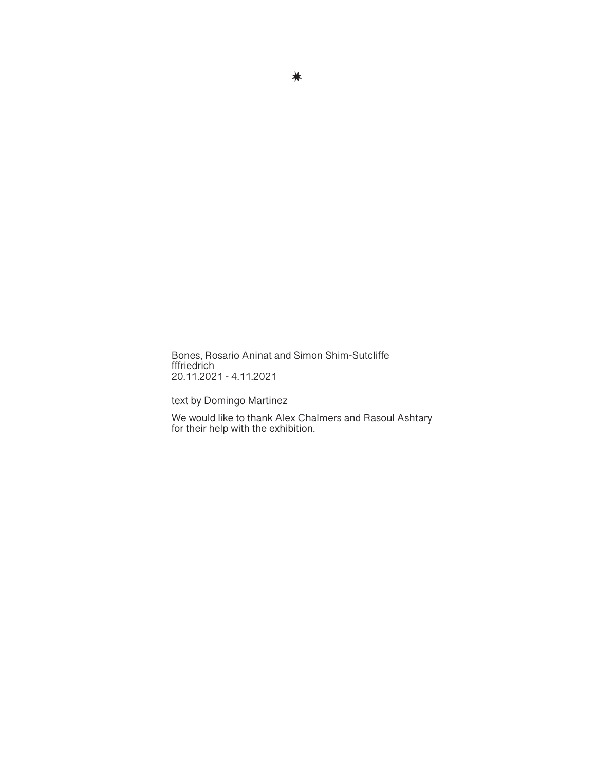✷

Bones, Rosario Aninat and Simon Shim-Sutcliffe
fffriedrich
20.11.2021 - 4.11.2021

text by Domingo Martinez

We would like to thank Alex Chalmers and Rasoul Ashtary
for their help with the exhibition.